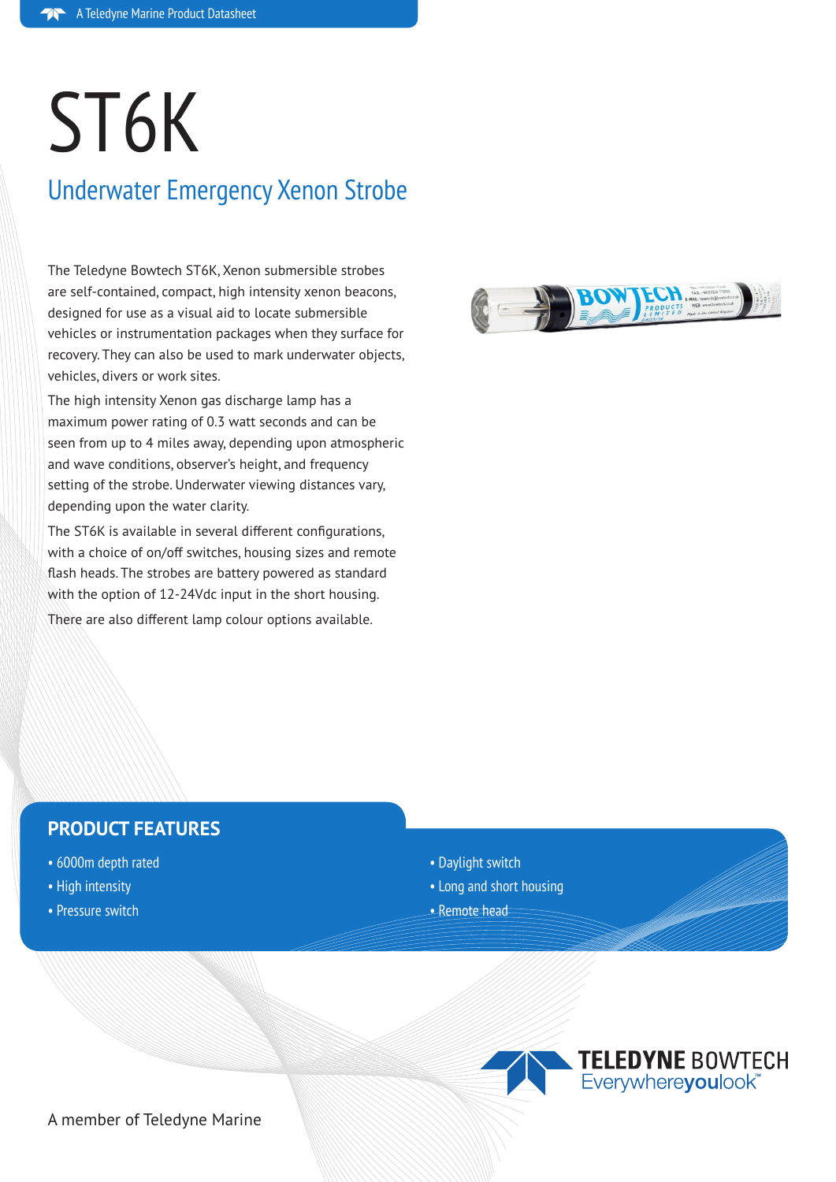# ST6K

## Underwater Emergency Xenon Strobe

The Teledyne Bowtech ST6K, Xenon submersible strobes are self-contained, compact, high intensity xenon beacons, designed for use as a visual aid to locate submersible vehicles or instrumentation packages when they surface for recovery. They can also be used to mark underwater objects, vehicles, divers or work sites.

The high intensity Xenon gas discharge lamp has a maximum power rating of 0.3 watt seconds and can be seen from up to 4 miles away, depending upon atmospheric and wave conditions, observer's height, and frequency setting of the strobe. Underwater viewing distances vary, depending upon the water clarity.

The ST6K is available in several different configurations, with a choice of on/off switches, housing sizes and remote flash heads. The strobes are battery powered as standard with the option of 12-24Vdc input in the short housing.

There are also different lamp colour options available.

## PRODUCT FEATURES

- 6000m depth rated
- High intensity
- Pressure switch
- Daylight switch
- Long and short housing
- Remote head

TELEDYNE BOWTECH
Everywhereyoulook™

A member of Teledyne Marine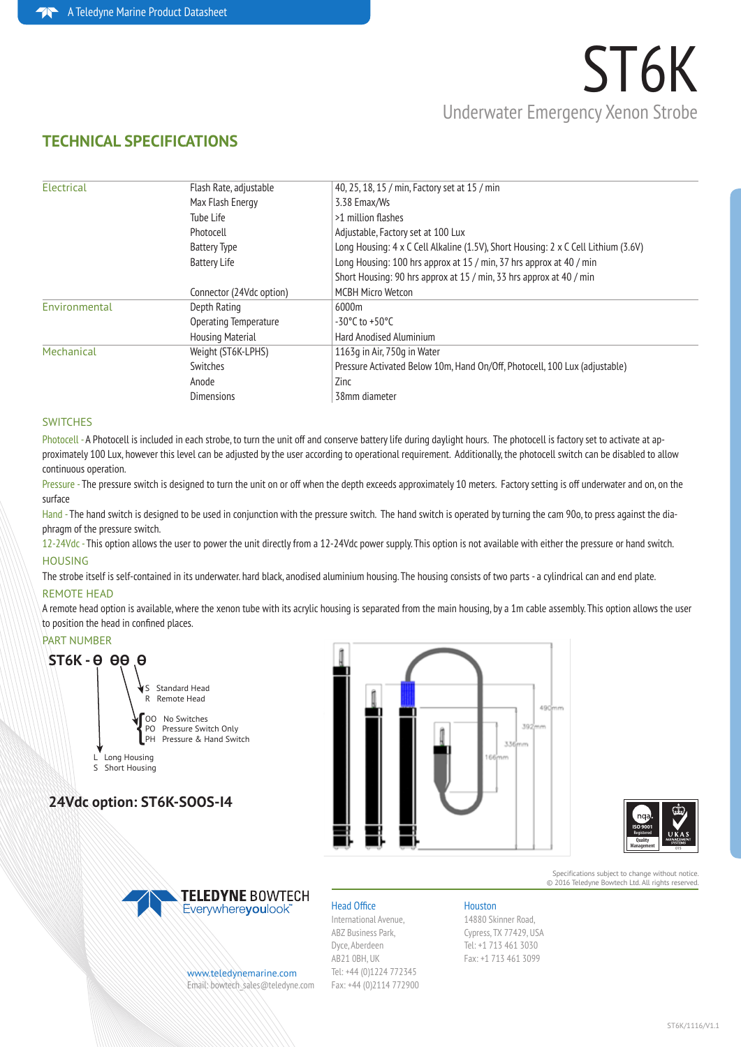A Teledyne Marine Product Datasheet

# ST6K

## Underwater Emergency Xenon Strobe

## TECHNICAL SPECIFICATIONS

| | | |
|---|---|---|
| Electrical | Flash Rate, adjustable | 40, 25, 18, 15 / min, Factory set at 15 / min |
| | Max Flash Energy | 3.38 Emax/Ws |
| | Tube Life | >1 million flashes |
| | Photocell | Adjustable, Factory set at 100 Lux |
| | Battery Type | Long Housing: 4 x C Cell Alkaline (1.5V), Short Housing: 2 x C Cell Lithium (3.6V) |
| | Battery Life | Long Housing: 100 hrs approx at 15 / min, 37 hrs approx at 40 / min |
| | | Short Housing: 90 hrs approx at 15 / min, 33 hrs approx at 40 / min |
| | Connector (24Vdc option) | MCBH Micro Wetcon |
| Environmental | Depth Rating | 6000m |
| | Operating Temperature | -30°C to +50°C |
| | Housing Material | Hard Anodised Aluminium |
| Mechanical | Weight (ST6K-LPHS) | 1163g in Air, 750g in Water |
| | Switches | Pressure Activated Below 10m, Hand On/Off, Photocell, 100 Lux (adjustable) |
| | Anode | Zinc |
| | Dimensions | 38mm diameter |

### SWITCHES

Photocell - A Photocell is included in each strobe, to turn the unit off and conserve battery life during daylight hours. The photocell is factory set to activate at approximately 100 Lux, however this level can be adjusted by the user according to operational requirement. Additionally, the photocell switch can be disabled to allow continuous operation.

Pressure - The pressure switch is designed to turn the unit on or off when the depth exceeds approximately 10 meters. Factory setting is off underwater and on, on the surface

Hand - The hand switch is designed to be used in conjunction with the pressure switch. The hand switch is operated by turning the cam 90o, to press against the diaphragm of the pressure switch.

12-24Vdc - This option allows the user to power the unit directly from a 12-24Vdc power supply. This option is not available with either the pressure or hand switch.

### HOUSING

The strobe itself is self-contained in its underwater. hard black, anodised aluminium housing. The housing consists of two parts - a cylindrical can and end plate.

### REMOTE HEAD

A remote head option is available, where the xenon tube with its acrylic housing is separated from the main housing, by a 1m cable assembly. This option allows the user to position the head in confined places.

### PART NUMBER

**ST6K - ϴ ϴϴ ϴ**

S Standard Head
R Remote Head

OO No Switches
PO Pressure Switch Only
PH Pressure & Hand Switch

L Long Housing
S Short Housing

**24Vdc option: ST6K-SOOS-I4**

490mm
392mm
336mm
166mm

Specifications subject to change without notice.
© 2016 Teledyne Bowtech Ltd. All rights reserved.

TELEDYNE BOWTECH
Everywhereyoulook™

www.teledynemarine.com
Email: bowtech_sales@teledyne.com

**Head Office**
International Avenue,
ABZ Business Park,
Dyce, Aberdeen
AB21 0BH, UK
Tel: +44 (0)1224 772345
Fax: +44 (0)2114 772900

**Houston**
14880 Skinner Road,
Cypress, TX 77429, USA
Tel: +1 713 461 3030
Fax: +1 713 461 3099

ST6K/1116/V1.1